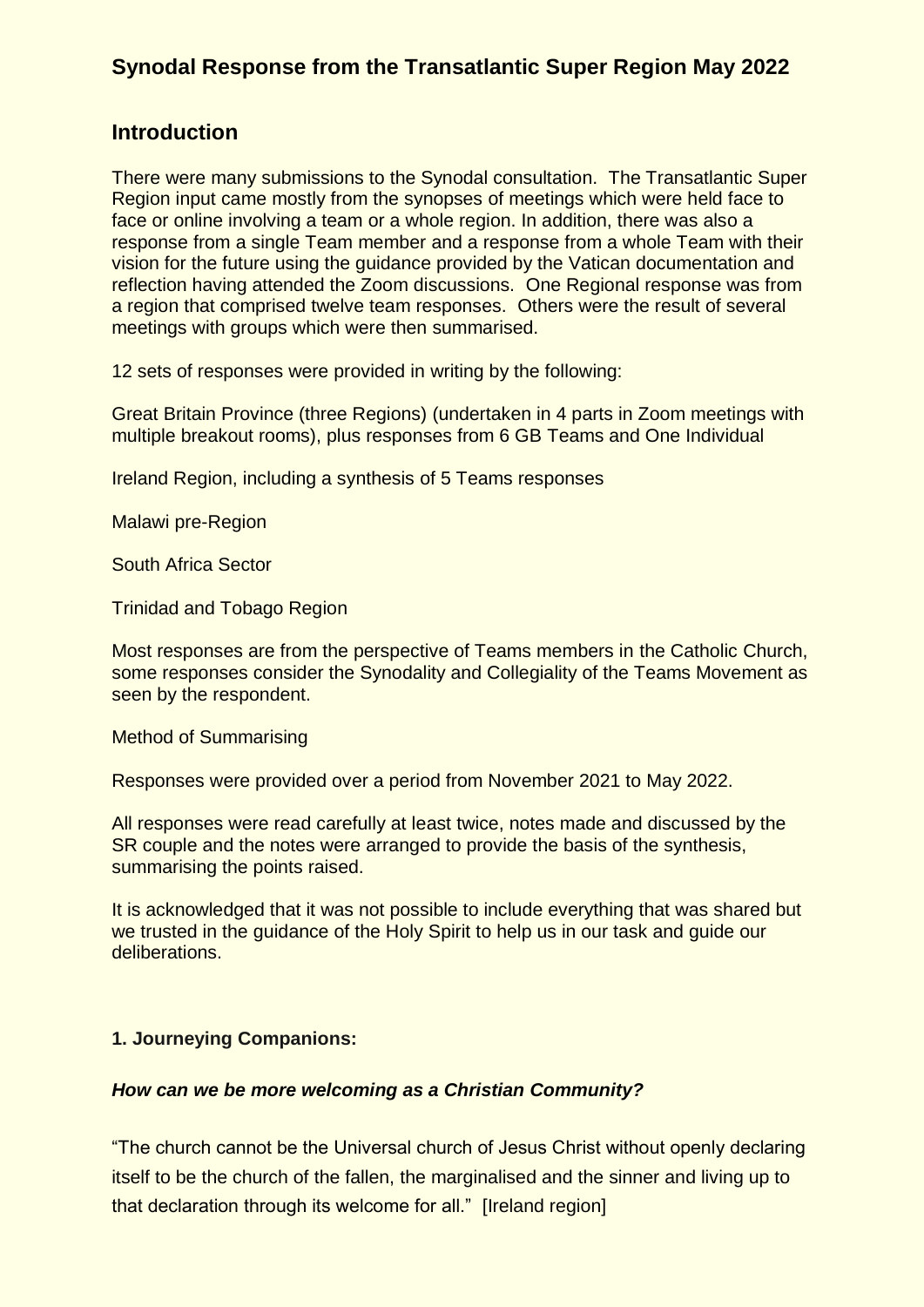# Synodal Response from the Transatlantic Super Region May 2022

## Introduction

There were many submissions to the Synodal consultation. The Transatlantic Super Region input came mostly from the synopses of meetings which were held face to face or online involving a team or a whole region. In addition, there was also a response from a single Team member and a response from a whole Team with their vision for the future using the guidance provided by the Vatican documentation and reflection having attended the Zoom discussions. One Regional response was from a region that comprised twelve team responses. Others were the result of several meetings with groups which were then summarised.

12 sets of responses were provided in writing by the following:

Great Britain Province (three Regions) (undertaken in 4 parts in Zoom meetings with multiple breakout rooms), plus responses from 6 GB Teams and One Individual

Ireland Region, including a synthesis of 5 Teams responses

Malawi pre-Region

South Africa Sector

Trinidad and Tobago Region

Most responses are from the perspective of Teams members in the Catholic Church, some responses consider the Synodality and Collegiality of the Teams Movement as seen by the respondent.

Method of Summarising

Responses were provided over a period from November 2021 to May 2022.

All responses were read carefully at least twice, notes made and discussed by the SR couple and the notes were arranged to provide the basis of the synthesis, summarising the points raised.

It is acknowledged that it was not possible to include everything that was shared but we trusted in the guidance of the Holy Spirit to help us in our task and guide our deliberations.

**1. Journeying Companions:**

***How can we be more welcoming as a Christian Community?***

"The church cannot be the Universal church of Jesus Christ without openly declaring itself to be the church of the fallen, the marginalised and the sinner and living up to that declaration through its welcome for all." [Ireland region]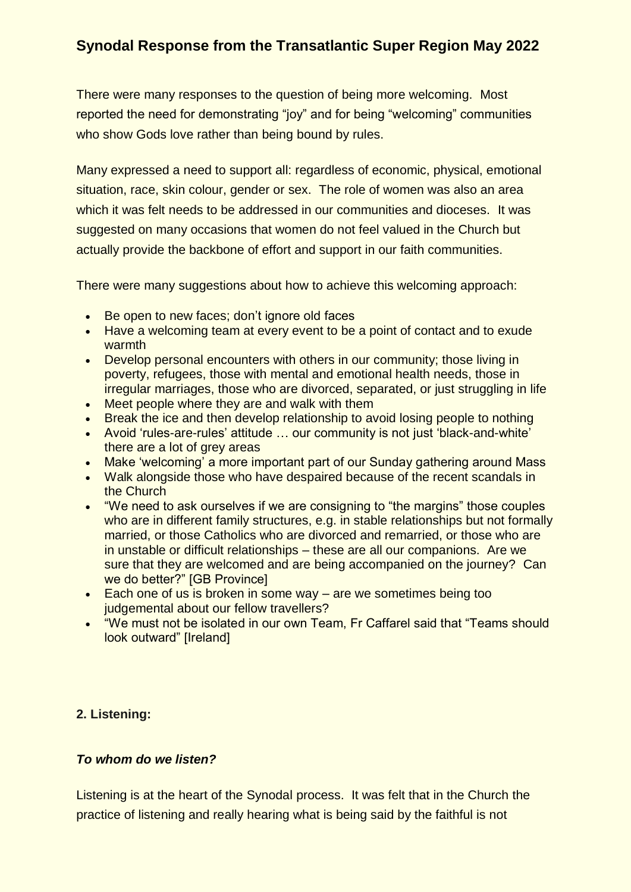# Synodal Response from the Transatlantic Super Region May 2022

There were many responses to the question of being more welcoming. Most reported the need for demonstrating "joy" and for being "welcoming" communities who show Gods love rather than being bound by rules.

Many expressed a need to support all: regardless of economic, physical, emotional situation, race, skin colour, gender or sex. The role of women was also an area which it was felt needs to be addressed in our communities and dioceses. It was suggested on many occasions that women do not feel valued in the Church but actually provide the backbone of effort and support in our faith communities.

There were many suggestions about how to achieve this welcoming approach:

- Be open to new faces; don't ignore old faces
- Have a welcoming team at every event to be a point of contact and to exude warmth
- Develop personal encounters with others in our community; those living in poverty, refugees, those with mental and emotional health needs, those in irregular marriages, those who are divorced, separated, or just struggling in life
- Meet people where they are and walk with them
- Break the ice and then develop relationship to avoid losing people to nothing
- Avoid 'rules-are-rules' attitude … our community is not just 'black-and-white' there are a lot of grey areas
- Make 'welcoming' a more important part of our Sunday gathering around Mass
- Walk alongside those who have despaired because of the recent scandals in the Church
- "We need to ask ourselves if we are consigning to "the margins" those couples who are in different family structures, e.g. in stable relationships but not formally married, or those Catholics who are divorced and remarried, or those who are in unstable or difficult relationships – these are all our companions. Are we sure that they are welcomed and are being accompanied on the journey? Can we do better?" [GB Province]
- Each one of us is broken in some way – are we sometimes being too judgemental about our fellow travellers?
- "We must not be isolated in our own Team, Fr Caffarel said that "Teams should look outward" [Ireland]

**2. Listening:**

***To whom do we listen?***

Listening is at the heart of the Synodal process. It was felt that in the Church the practice of listening and really hearing what is being said by the faithful is not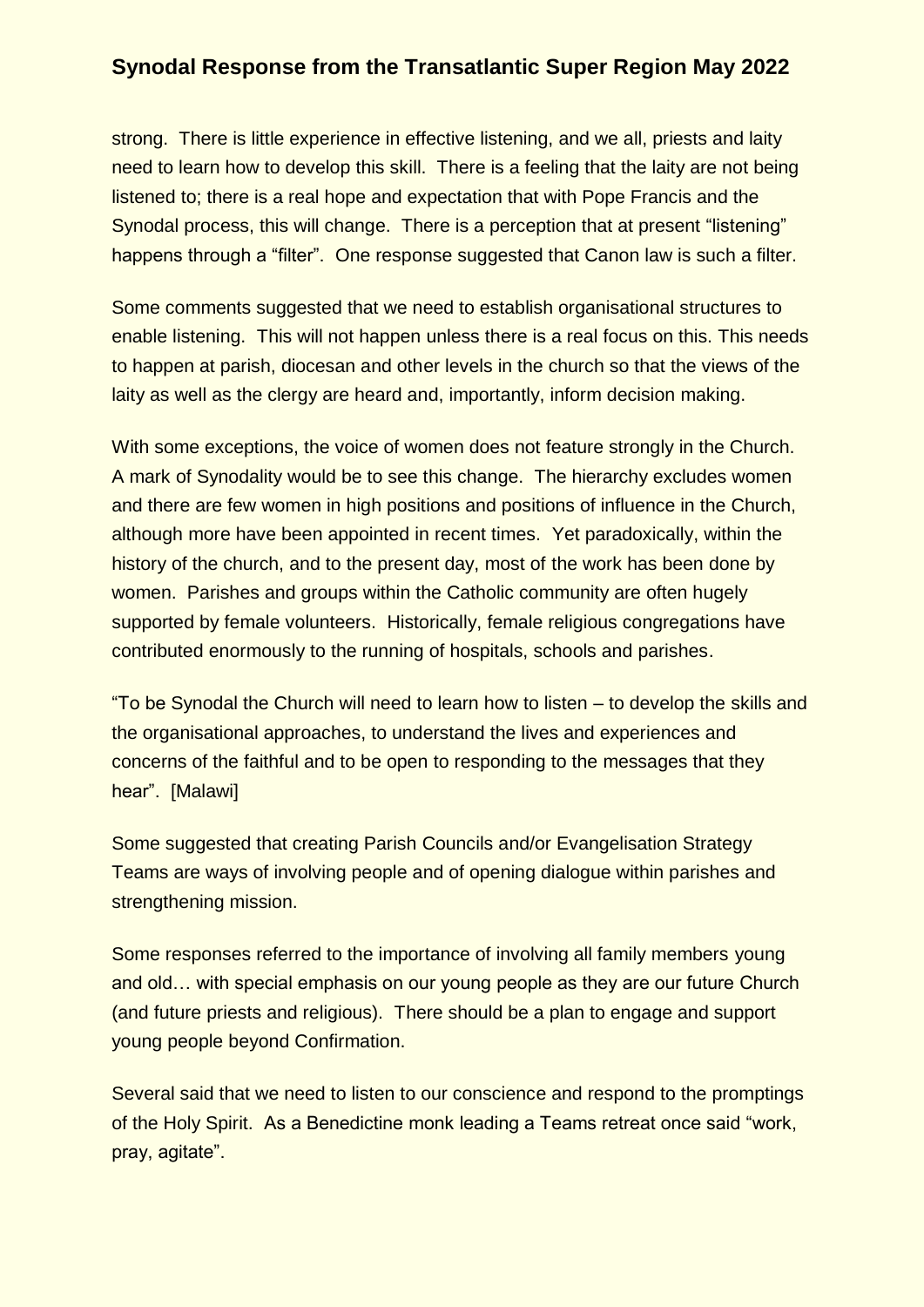strong. There is little experience in effective listening, and we all, priests and laity need to learn how to develop this skill. There is a feeling that the laity are not being listened to; there is a real hope and expectation that with Pope Francis and the Synodal process, this will change. There is a perception that at present "listening" happens through a "filter". One response suggested that Canon law is such a filter.

Some comments suggested that we need to establish organisational structures to enable listening. This will not happen unless there is a real focus on this. This needs to happen at parish, diocesan and other levels in the church so that the views of the laity as well as the clergy are heard and, importantly, inform decision making.

With some exceptions, the voice of women does not feature strongly in the Church. A mark of Synodality would be to see this change. The hierarchy excludes women and there are few women in high positions and positions of influence in the Church, although more have been appointed in recent times. Yet paradoxically, within the history of the church, and to the present day, most of the work has been done by women. Parishes and groups within the Catholic community are often hugely supported by female volunteers. Historically, female religious congregations have contributed enormously to the running of hospitals, schools and parishes.

"To be Synodal the Church will need to learn how to listen – to develop the skills and the organisational approaches, to understand the lives and experiences and concerns of the faithful and to be open to responding to the messages that they hear". [Malawi]

Some suggested that creating Parish Councils and/or Evangelisation Strategy Teams are ways of involving people and of opening dialogue within parishes and strengthening mission.

Some responses referred to the importance of involving all family members young and old… with special emphasis on our young people as they are our future Church (and future priests and religious). There should be a plan to engage and support young people beyond Confirmation.

Several said that we need to listen to our conscience and respond to the promptings of the Holy Spirit. As a Benedictine monk leading a Teams retreat once said "work, pray, agitate".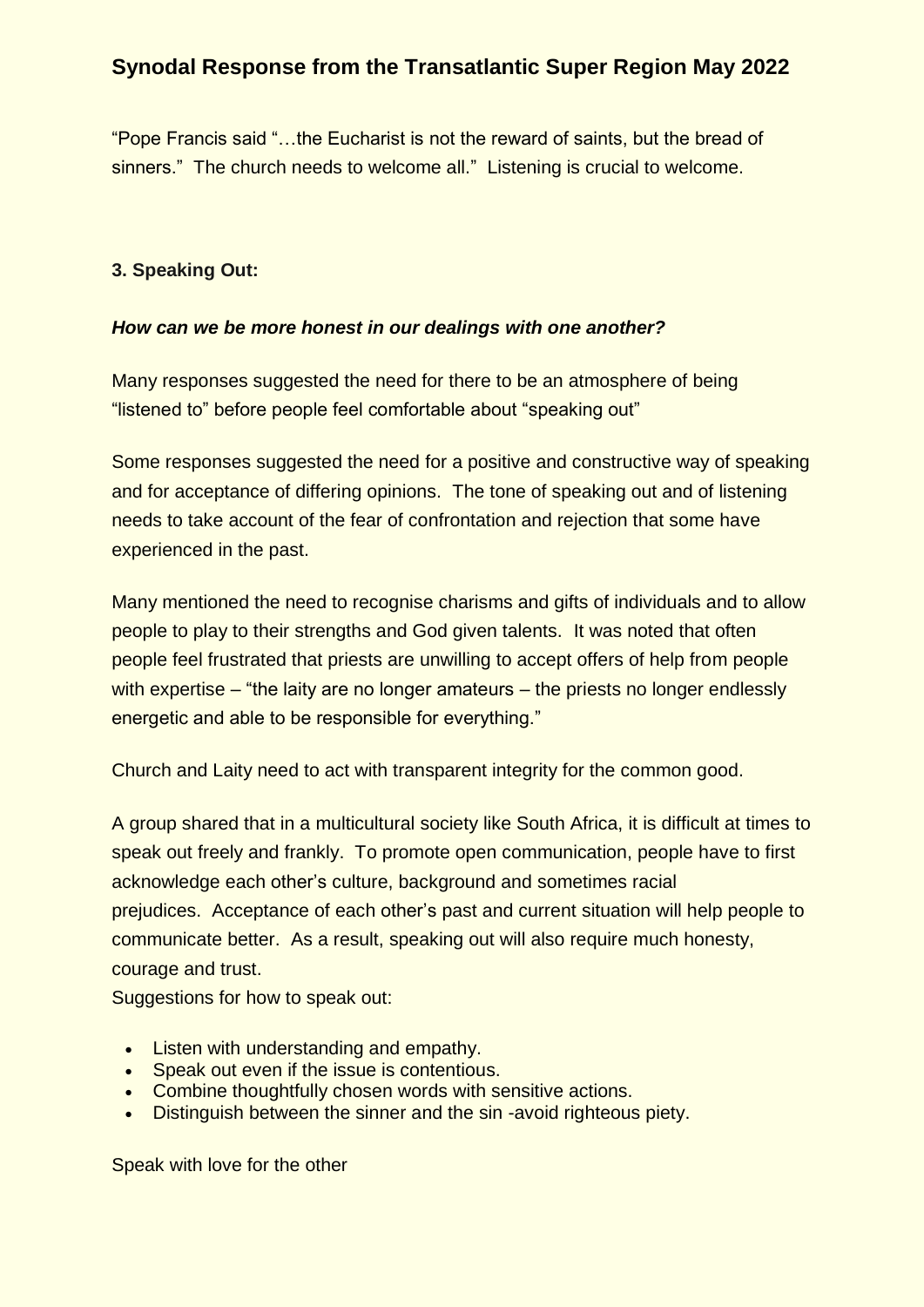"Pope Francis said "…the Eucharist is not the reward of saints, but the bread of sinners." The church needs to welcome all." Listening is crucial to welcome.

### 3. Speaking Out:

***How can we be more honest in our dealings with one another?***

Many responses suggested the need for there to be an atmosphere of being "listened to" before people feel comfortable about "speaking out"

Some responses suggested the need for a positive and constructive way of speaking and for acceptance of differing opinions. The tone of speaking out and of listening needs to take account of the fear of confrontation and rejection that some have experienced in the past.

Many mentioned the need to recognise charisms and gifts of individuals and to allow people to play to their strengths and God given talents. It was noted that often people feel frustrated that priests are unwilling to accept offers of help from people with expertise – "the laity are no longer amateurs – the priests no longer endlessly energetic and able to be responsible for everything."

Church and Laity need to act with transparent integrity for the common good.

A group shared that in a multicultural society like South Africa, it is difficult at times to speak out freely and frankly. To promote open communication, people have to first acknowledge each other's culture, background and sometimes racial prejudices. Acceptance of each other's past and current situation will help people to communicate better. As a result, speaking out will also require much honesty, courage and trust.

Suggestions for how to speak out:

- Listen with understanding and empathy.
- Speak out even if the issue is contentious.
- Combine thoughtfully chosen words with sensitive actions.
- Distinguish between the sinner and the sin -avoid righteous piety.

Speak with love for the other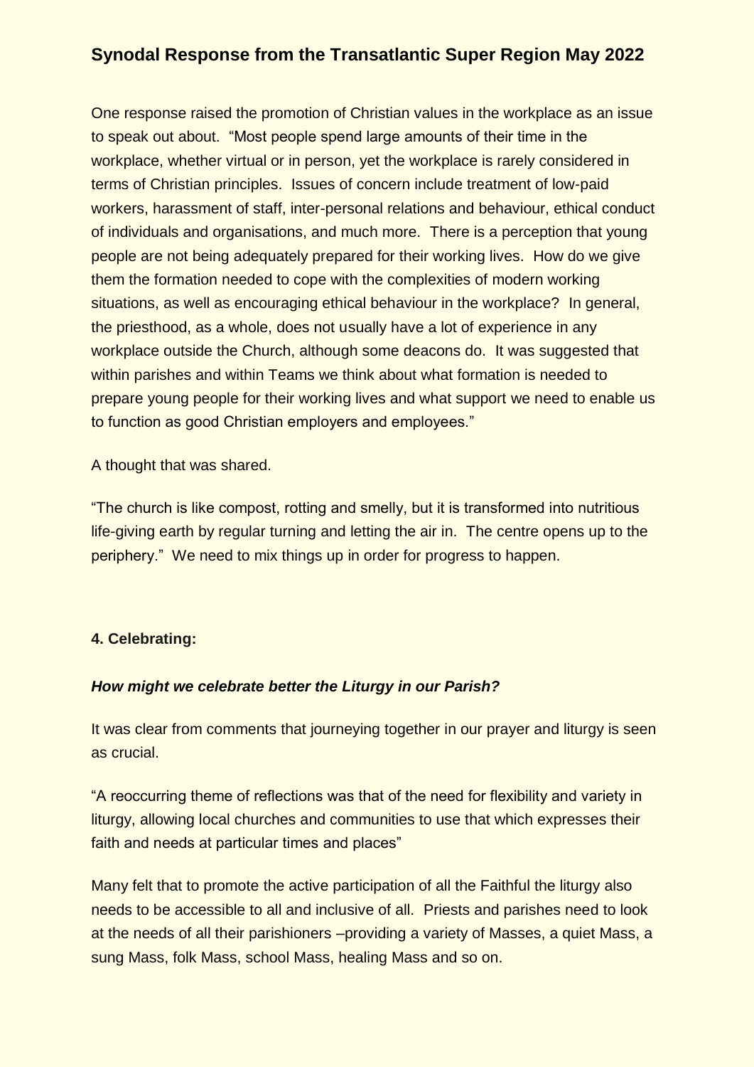## Synodal Response from the Transatlantic Super Region May 2022

One response raised the promotion of Christian values in the workplace as an issue to speak out about. "Most people spend large amounts of their time in the workplace, whether virtual or in person, yet the workplace is rarely considered in terms of Christian principles. Issues of concern include treatment of low-paid workers, harassment of staff, inter-personal relations and behaviour, ethical conduct of individuals and organisations, and much more. There is a perception that young people are not being adequately prepared for their working lives. How do we give them the formation needed to cope with the complexities of modern working situations, as well as encouraging ethical behaviour in the workplace? In general, the priesthood, as a whole, does not usually have a lot of experience in any workplace outside the Church, although some deacons do. It was suggested that within parishes and within Teams we think about what formation is needed to prepare young people for their working lives and what support we need to enable us to function as good Christian employers and employees."

A thought that was shared.

"The church is like compost, rotting and smelly, but it is transformed into nutritious life-giving earth by regular turning and letting the air in. The centre opens up to the periphery." We need to mix things up in order for progress to happen.

**4. Celebrating:**

***How might we celebrate better the Liturgy in our Parish?***

It was clear from comments that journeying together in our prayer and liturgy is seen as crucial.

"A reoccurring theme of reflections was that of the need for flexibility and variety in liturgy, allowing local churches and communities to use that which expresses their faith and needs at particular times and places"

Many felt that to promote the active participation of all the Faithful the liturgy also needs to be accessible to all and inclusive of all. Priests and parishes need to look at the needs of all their parishioners –providing a variety of Masses, a quiet Mass, a sung Mass, folk Mass, school Mass, healing Mass and so on.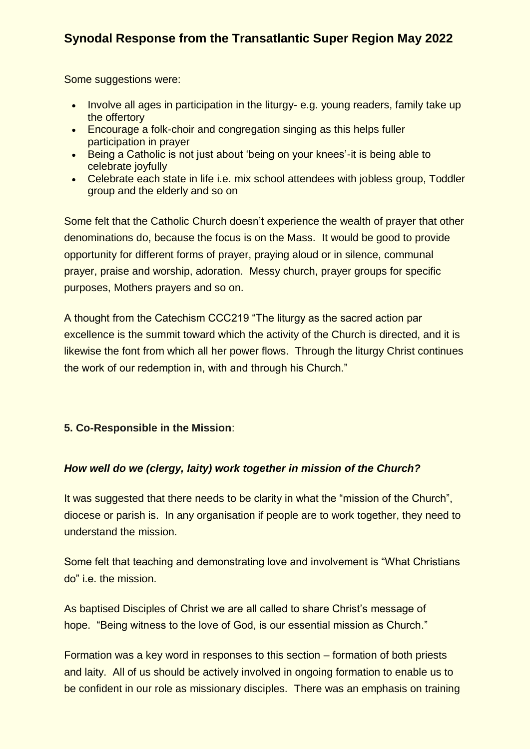Some suggestions were:

- Involve all ages in participation in the liturgy- e.g. young readers, family take up the offertory
- Encourage a folk-choir and congregation singing as this helps fuller participation in prayer
- Being a Catholic is not just about 'being on your knees'-it is being able to celebrate joyfully
- Celebrate each state in life i.e. mix school attendees with jobless group, Toddler group and the elderly and so on

Some felt that the Catholic Church doesn't experience the wealth of prayer that other denominations do, because the focus is on the Mass. It would be good to provide opportunity for different forms of prayer, praying aloud or in silence, communal prayer, praise and worship, adoration. Messy church, prayer groups for specific purposes, Mothers prayers and so on.

A thought from the Catechism CCC219 "The liturgy as the sacred action par excellence is the summit toward which the activity of the Church is directed, and it is likewise the font from which all her power flows. Through the liturgy Christ continues the work of our redemption in, with and through his Church."

**5. Co-Responsible in the Mission**:

***How well do we (clergy, laity) work together in mission of the Church?***

It was suggested that there needs to be clarity in what the "mission of the Church", diocese or parish is. In any organisation if people are to work together, they need to understand the mission.

Some felt that teaching and demonstrating love and involvement is "What Christians do" i.e. the mission.

As baptised Disciples of Christ we are all called to share Christ's message of hope. "Being witness to the love of God, is our essential mission as Church."

Formation was a key word in responses to this section – formation of both priests and laity. All of us should be actively involved in ongoing formation to enable us to be confident in our role as missionary disciples. There was an emphasis on training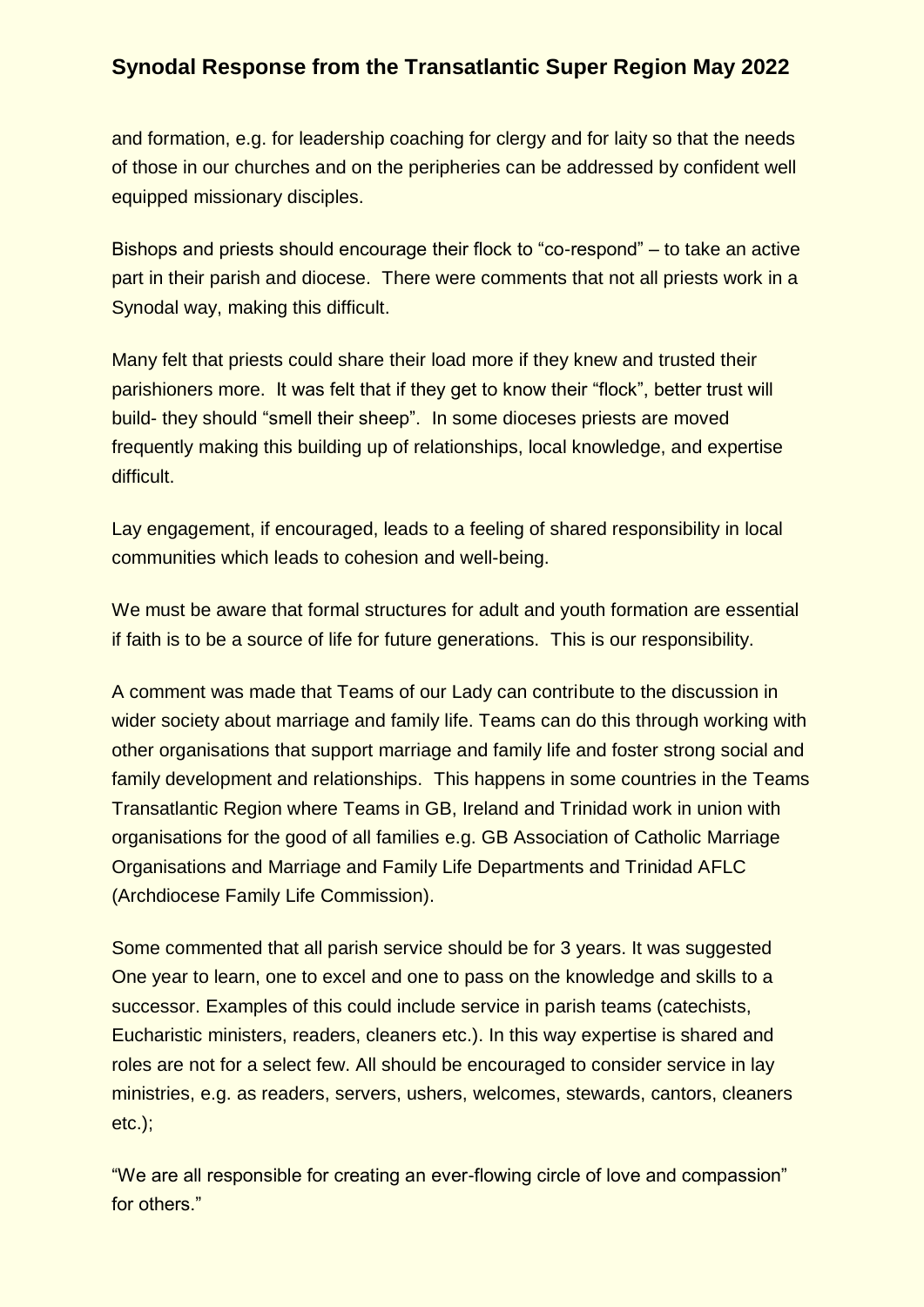and formation, e.g. for leadership coaching for clergy and for laity so that the needs of those in our churches and on the peripheries can be addressed by confident well equipped missionary disciples.

Bishops and priests should encourage their flock to "co-respond" – to take an active part in their parish and diocese. There were comments that not all priests work in a Synodal way, making this difficult.

Many felt that priests could share their load more if they knew and trusted their parishioners more. It was felt that if they get to know their "flock", better trust will build- they should "smell their sheep". In some dioceses priests are moved frequently making this building up of relationships, local knowledge, and expertise difficult.

Lay engagement, if encouraged, leads to a feeling of shared responsibility in local communities which leads to cohesion and well-being.

We must be aware that formal structures for adult and youth formation are essential if faith is to be a source of life for future generations. This is our responsibility.

A comment was made that Teams of our Lady can contribute to the discussion in wider society about marriage and family life. Teams can do this through working with other organisations that support marriage and family life and foster strong social and family development and relationships. This happens in some countries in the Teams Transatlantic Region where Teams in GB, Ireland and Trinidad work in union with organisations for the good of all families e.g. GB Association of Catholic Marriage Organisations and Marriage and Family Life Departments and Trinidad AFLC (Archdiocese Family Life Commission).

Some commented that all parish service should be for 3 years. It was suggested One year to learn, one to excel and one to pass on the knowledge and skills to a successor. Examples of this could include service in parish teams (catechists, Eucharistic ministers, readers, cleaners etc.). In this way expertise is shared and roles are not for a select few. All should be encouraged to consider service in lay ministries, e.g. as readers, servers, ushers, welcomes, stewards, cantors, cleaners etc.);

"We are all responsible for creating an ever-flowing circle of love and compassion" for others."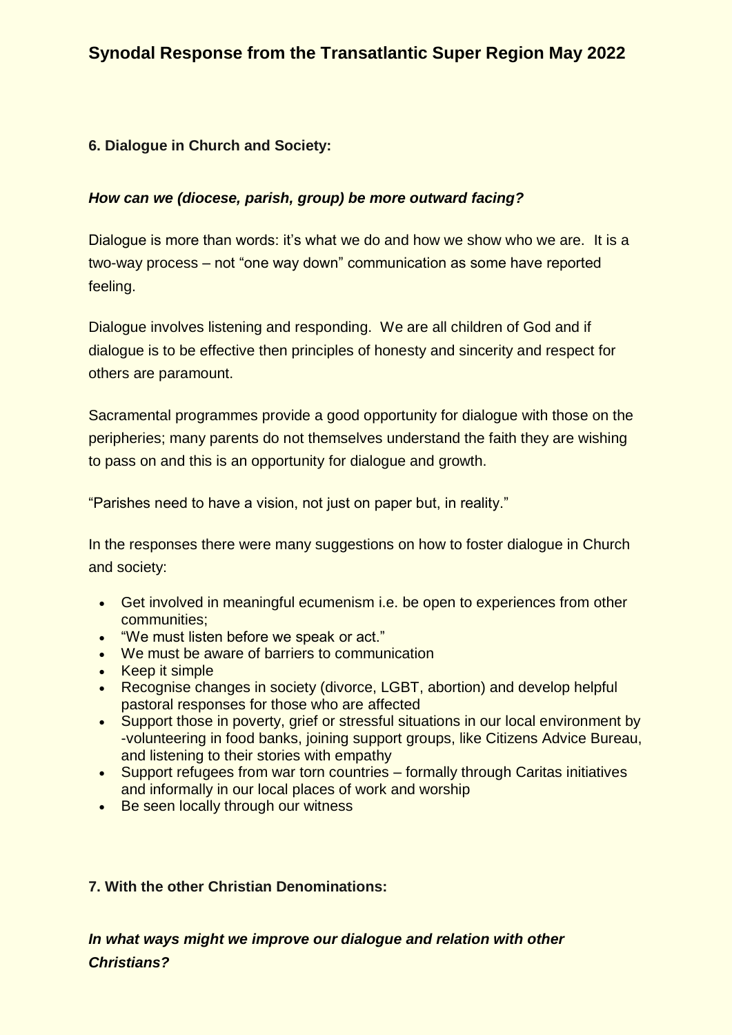# Synodal Response from the Transatlantic Super Region May 2022

**6. Dialogue in Church and Society:**

***How can we (diocese, parish, group) be more outward facing?***

Dialogue is more than words: it's what we do and how we show who we are. It is a two-way process – not "one way down" communication as some have reported feeling.

Dialogue involves listening and responding. We are all children of God and if dialogue is to be effective then principles of honesty and sincerity and respect for others are paramount.

Sacramental programmes provide a good opportunity for dialogue with those on the peripheries; many parents do not themselves understand the faith they are wishing to pass on and this is an opportunity for dialogue and growth.

"Parishes need to have a vision, not just on paper but, in reality."

In the responses there were many suggestions on how to foster dialogue in Church and society:

- Get involved in meaningful ecumenism i.e. be open to experiences from other communities;
- "We must listen before we speak or act."
- We must be aware of barriers to communication
- Keep it simple
- Recognise changes in society (divorce, LGBT, abortion) and develop helpful pastoral responses for those who are affected
- Support those in poverty, grief or stressful situations in our local environment by -volunteering in food banks, joining support groups, like Citizens Advice Bureau, and listening to their stories with empathy
- Support refugees from war torn countries – formally through Caritas initiatives and informally in our local places of work and worship
- Be seen locally through our witness

**7. With the other Christian Denominations:**

***In what ways might we improve our dialogue and relation with other Christians?***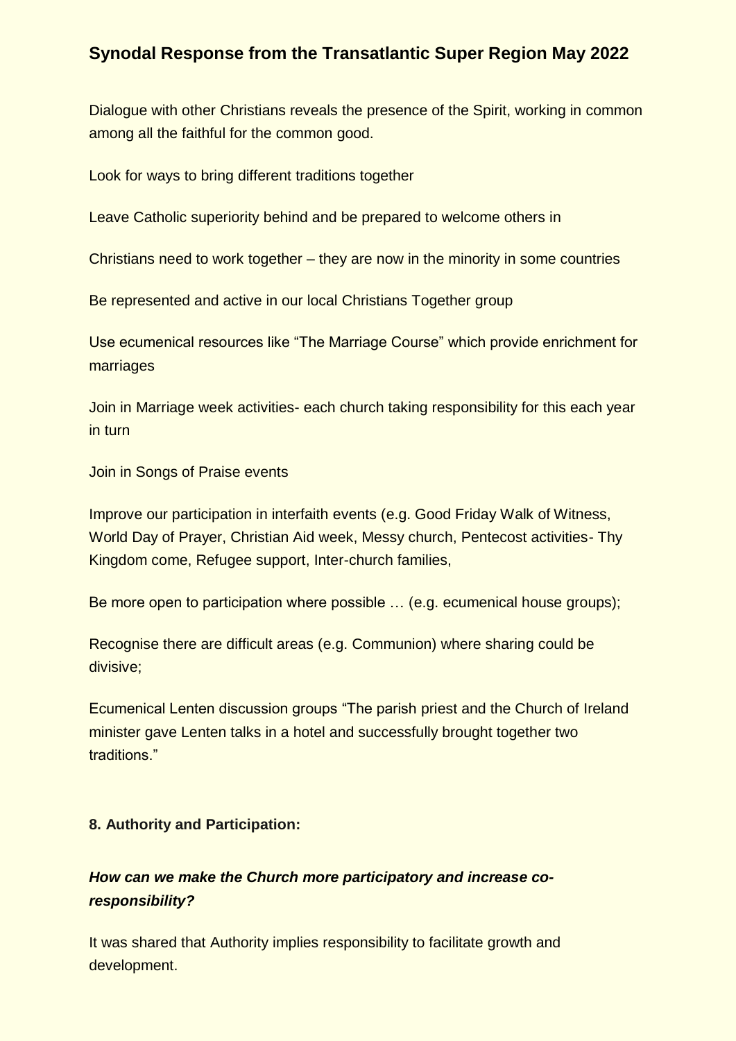## Synodal Response from the Transatlantic Super Region May 2022

Dialogue with other Christians reveals the presence of the Spirit, working in common among all the faithful for the common good.

Look for ways to bring different traditions together

Leave Catholic superiority behind and be prepared to welcome others in

Christians need to work together – they are now in the minority in some countries

Be represented and active in our local Christians Together group

Use ecumenical resources like "The Marriage Course" which provide enrichment for marriages

Join in Marriage week activities- each church taking responsibility for this each year in turn

Join in Songs of Praise events

Improve our participation in interfaith events (e.g. Good Friday Walk of Witness, World Day of Prayer, Christian Aid week, Messy church, Pentecost activities- Thy Kingdom come, Refugee support, Inter-church families,

Be more open to participation where possible … (e.g. ecumenical house groups);

Recognise there are difficult areas (e.g. Communion) where sharing could be divisive;

Ecumenical Lenten discussion groups "The parish priest and the Church of Ireland minister gave Lenten talks in a hotel and successfully brought together two traditions."

**8. Authority and Participation:**

***How can we make the Church more participatory and increase co-responsibility?***

It was shared that Authority implies responsibility to facilitate growth and development.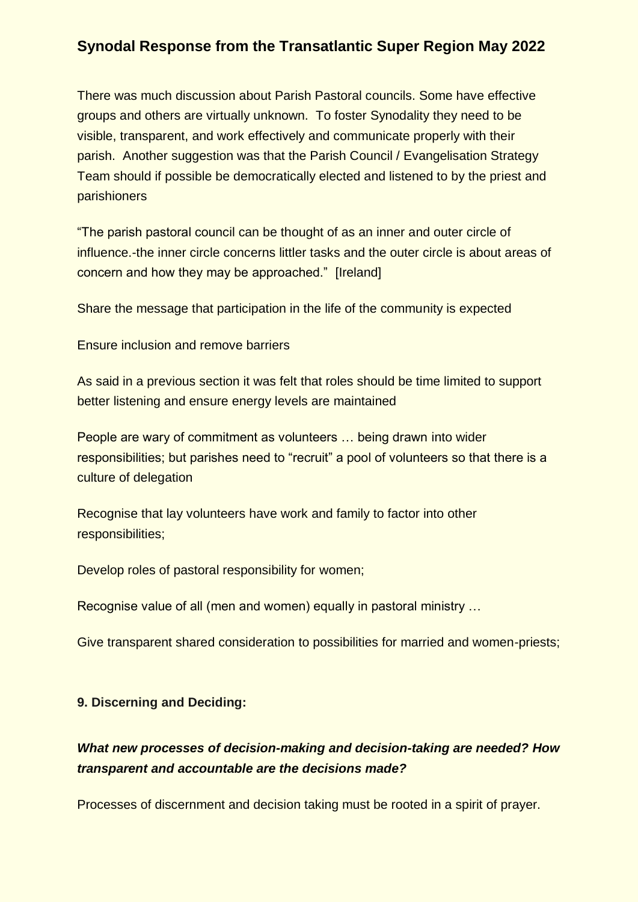## Synodal Response from the Transatlantic Super Region May 2022

There was much discussion about Parish Pastoral councils. Some have effective groups and others are virtually unknown. To foster Synodality they need to be visible, transparent, and work effectively and communicate properly with their parish. Another suggestion was that the Parish Council / Evangelisation Strategy Team should if possible be democratically elected and listened to by the priest and parishioners

"The parish pastoral council can be thought of as an inner and outer circle of influence.-the inner circle concerns littler tasks and the outer circle is about areas of concern and how they may be approached." [Ireland]

Share the message that participation in the life of the community is expected

Ensure inclusion and remove barriers

As said in a previous section it was felt that roles should be time limited to support better listening and ensure energy levels are maintained

People are wary of commitment as volunteers … being drawn into wider responsibilities; but parishes need to "recruit" a pool of volunteers so that there is a culture of delegation

Recognise that lay volunteers have work and family to factor into other responsibilities;

Develop roles of pastoral responsibility for women;

Recognise value of all (men and women) equally in pastoral ministry …

Give transparent shared consideration to possibilities for married and women-priests;

**9. Discerning and Deciding:**

***What new processes of decision-making and decision-taking are needed? How transparent and accountable are the decisions made?***

Processes of discernment and decision taking must be rooted in a spirit of prayer.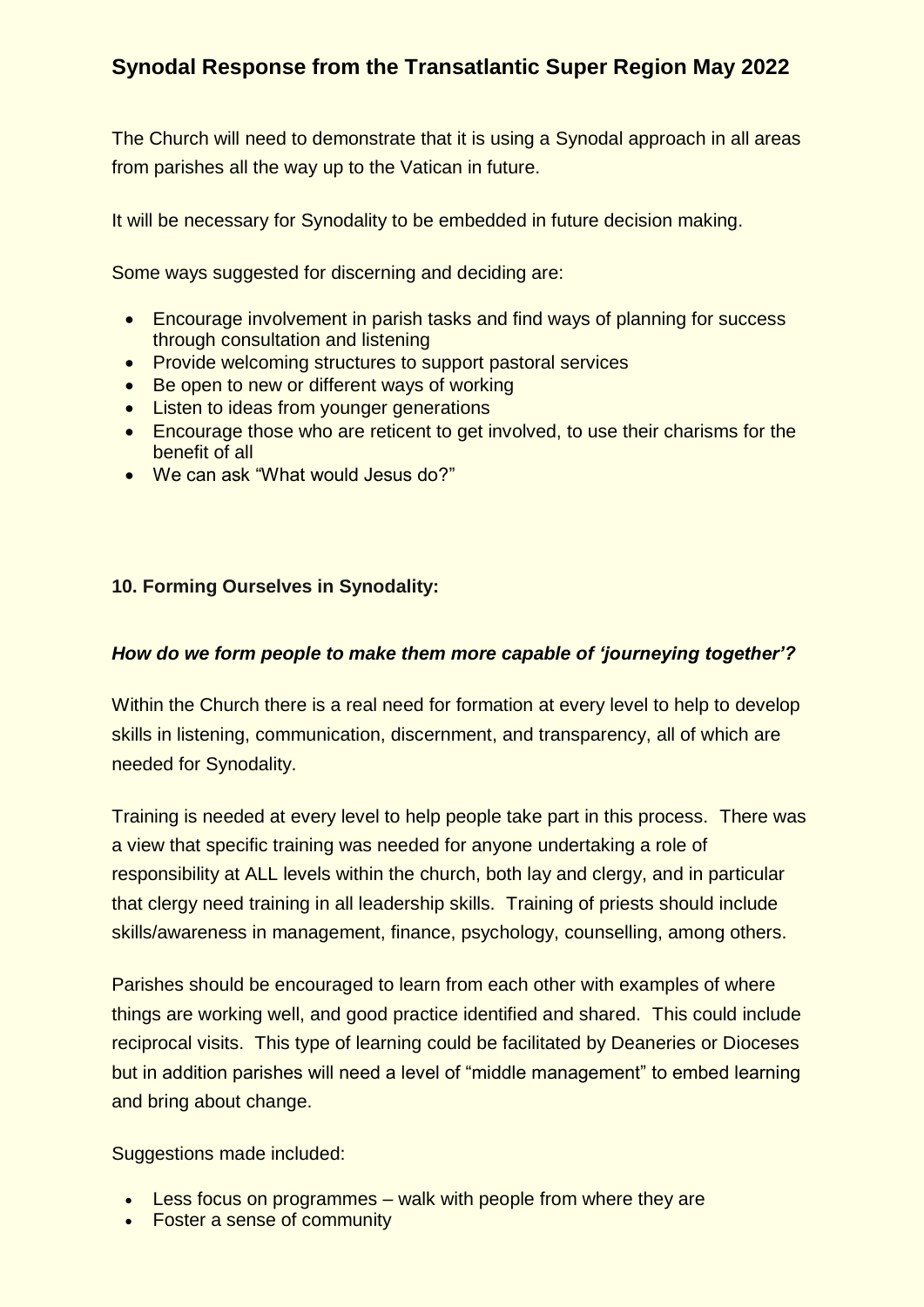## Synodal Response from the Transatlantic Super Region May 2022

The Church will need to demonstrate that it is using a Synodal approach in all areas from parishes all the way up to the Vatican in future.

It will be necessary for Synodality to be embedded in future decision making.

Some ways suggested for discerning and deciding are:

- Encourage involvement in parish tasks and find ways of planning for success through consultation and listening
- Provide welcoming structures to support pastoral services
- Be open to new or different ways of working
- Listen to ideas from younger generations
- Encourage those who are reticent to get involved, to use their charisms for the benefit of all
- We can ask "What would Jesus do?"

### 10. Forming Ourselves in Synodality:

***How do we form people to make them more capable of 'journeying together'?***

Within the Church there is a real need for formation at every level to help to develop skills in listening, communication, discernment, and transparency, all of which are needed for Synodality.

Training is needed at every level to help people take part in this process. There was a view that specific training was needed for anyone undertaking a role of responsibility at ALL levels within the church, both lay and clergy, and in particular that clergy need training in all leadership skills. Training of priests should include skills/awareness in management, finance, psychology, counselling, among others.

Parishes should be encouraged to learn from each other with examples of where things are working well, and good practice identified and shared. This could include reciprocal visits. This type of learning could be facilitated by Deaneries or Dioceses but in addition parishes will need a level of "middle management" to embed learning and bring about change.

Suggestions made included:

- Less focus on programmes – walk with people from where they are
- Foster a sense of community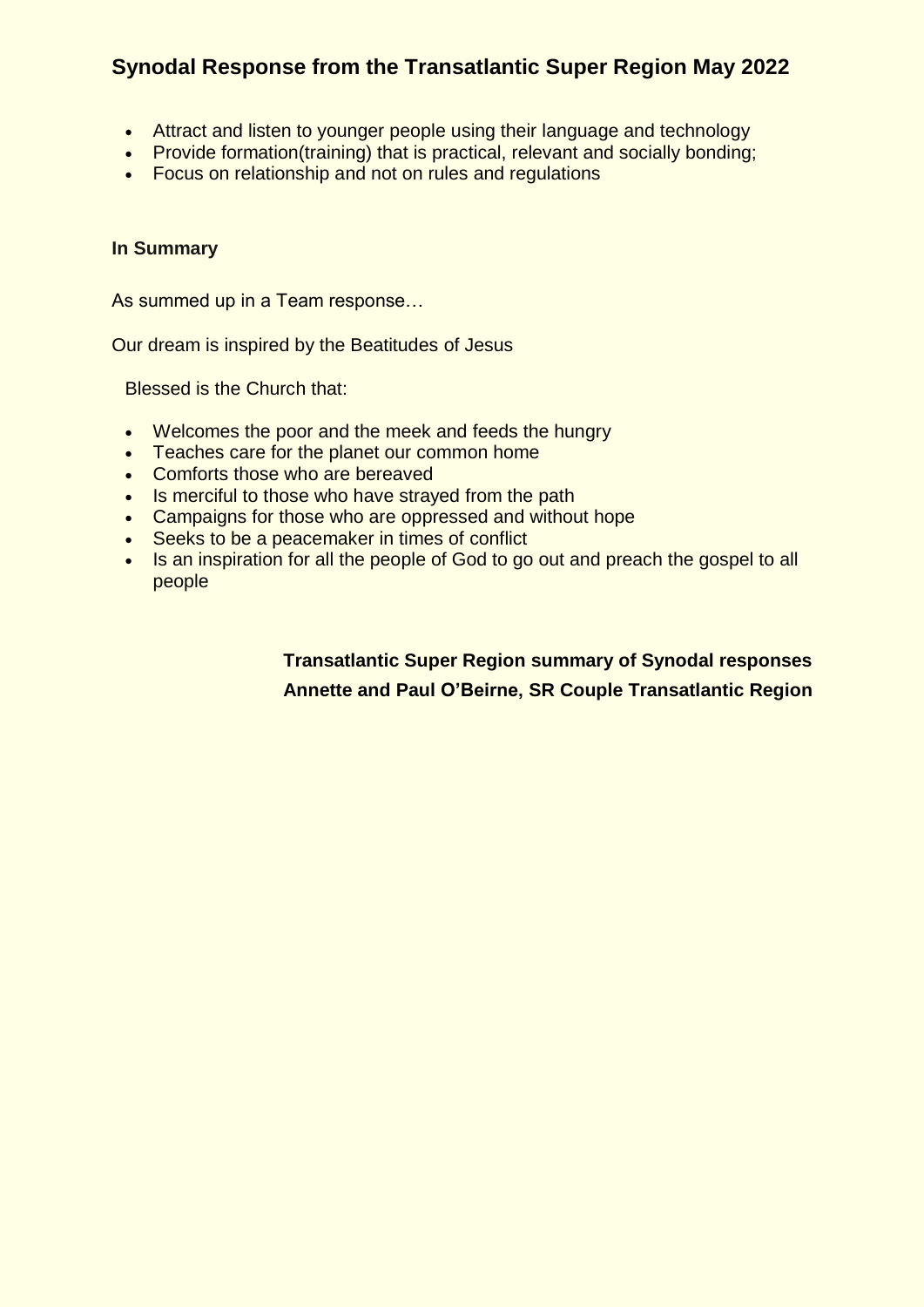# Synodal Response from the Transatlantic Super Region May 2022

- Attract and listen to younger people using their language and technology
- Provide formation(training) that is practical, relevant and socially bonding;
- Focus on relationship and not on rules and regulations

**In Summary**

As summed up in a Team response…

Our dream is inspired by the Beatitudes of Jesus

Blessed is the Church that:

- Welcomes the poor and the meek and feeds the hungry
- Teaches care for the planet our common home
- Comforts those who are bereaved
- Is merciful to those who have strayed from the path
- Campaigns for those who are oppressed and without hope
- Seeks to be a peacemaker in times of conflict
- Is an inspiration for all the people of God to go out and preach the gospel to all people

**Transatlantic Super Region summary of Synodal responses**
**Annette and Paul O'Beirne, SR Couple Transatlantic Region**